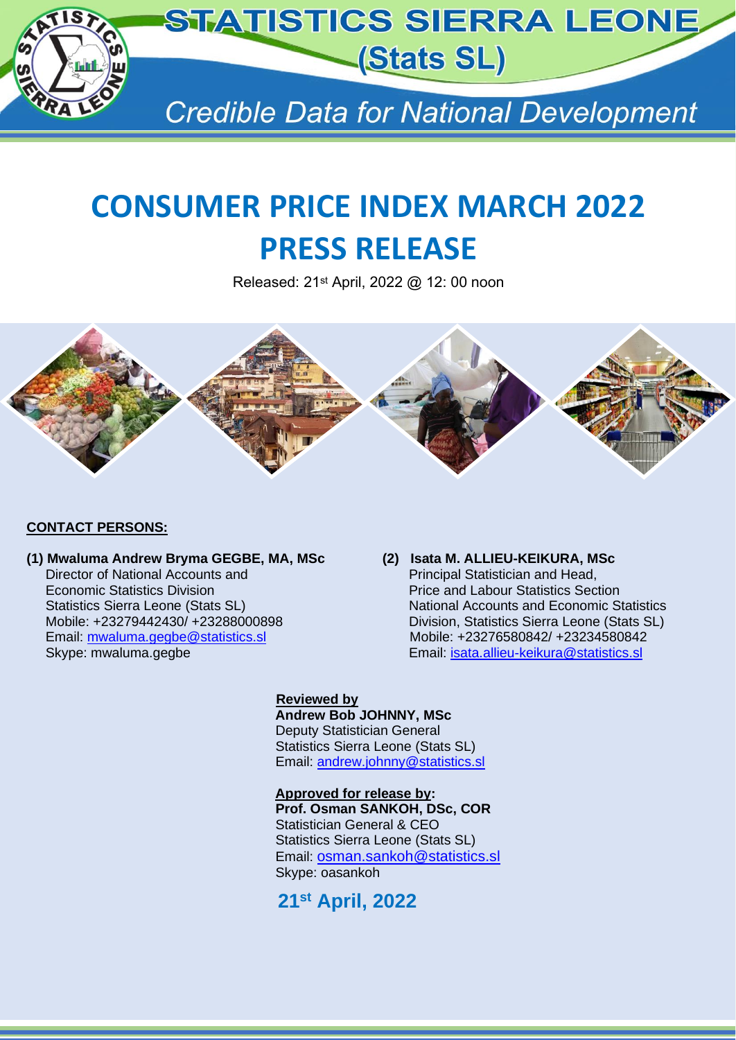# STATISTICS SIERRA LEONE (Stats SL)

*Credible Data for National Development*

# CONSUMER PRICE INDEX MARCH 2022 PRESS RELEASE

Released: 21st April, 2022 @ 12: 00 noon

**CONTACT PERSONS:**

**(1) Mwaluma Andrew Bryma GEGBE, MA, MSc**
Director of National Accounts and
Economic Statistics Division
Statistics Sierra Leone (Stats SL)
Mobile: +23279442430/ +23288000898
Email: mwaluma.gegbe@statistics.sl
Skype: mwaluma.gegbe

**(2) Isata M. ALLIEU-KEIKURA, MSc**
Principal Statistician and Head,
Price and Labour Statistics Section
National Accounts and Economic Statistics
Division, Statistics Sierra Leone (Stats SL)
Mobile: +23276580842/ +23234580842
Email: isata.allieu-keikura@statistics.sl

**Reviewed by**
**Andrew Bob JOHNNY, MSc**
Deputy Statistician General
Statistics Sierra Leone (Stats SL)
Email: andrew.johnny@statistics.sl

**Approved for release by:**
**Prof. Osman SANKOH, DSc, COR**
Statistician General & CEO
Statistics Sierra Leone (Stats SL)
Email: osman.sankoh@statistics.sl
Skype: oasankoh

**21st April, 2022**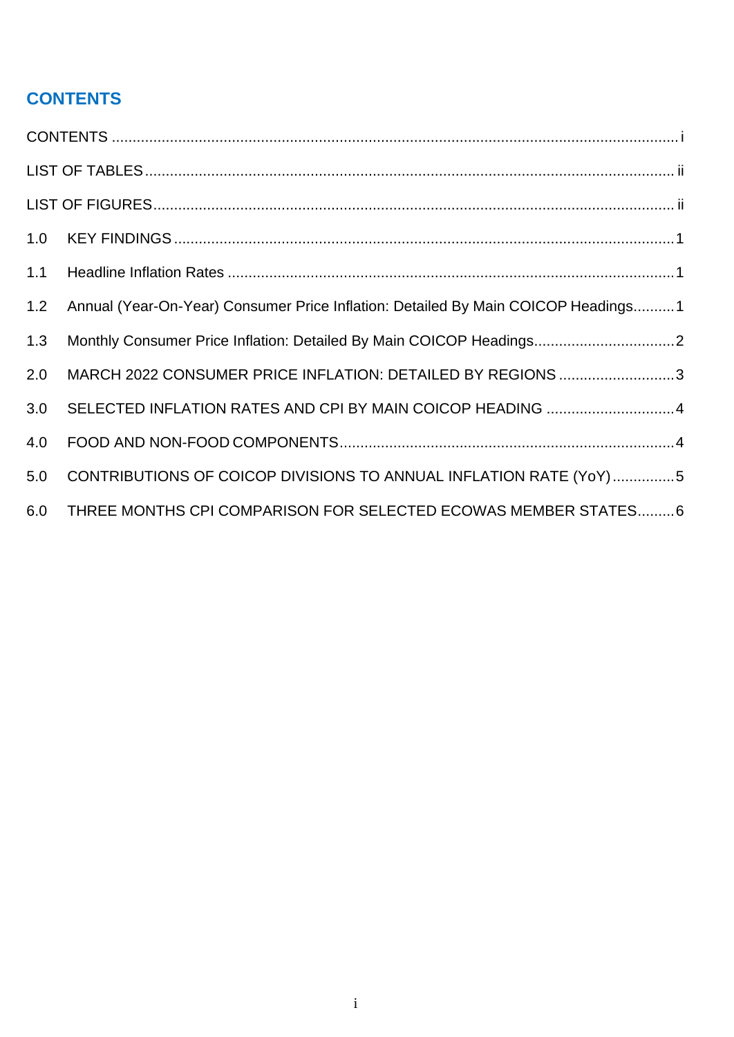# CONTENTS

CONTENTS ..... i

LIST OF TABLES ..... ii

LIST OF FIGURES ..... ii

1.0 KEY FINDINGS ..... 1

1.1 Headline Inflation Rates ..... 1

1.2 Annual (Year-On-Year) Consumer Price Inflation: Detailed By Main COICOP Headings ..... 1

1.3 Monthly Consumer Price Inflation: Detailed By Main COICOP Headings ..... 2

2.0 MARCH 2022 CONSUMER PRICE INFLATION: DETAILED BY REGIONS ..... 3

3.0 SELECTED INFLATION RATES AND CPI BY MAIN COICOP HEADING ..... 4

4.0 FOOD AND NON-FOOD COMPONENTS ..... 4

5.0 CONTRIBUTIONS OF COICOP DIVISIONS TO ANNUAL INFLATION RATE (YoY) ..... 5

6.0 THREE MONTHS CPI COMPARISON FOR SELECTED ECOWAS MEMBER STATES ..... 6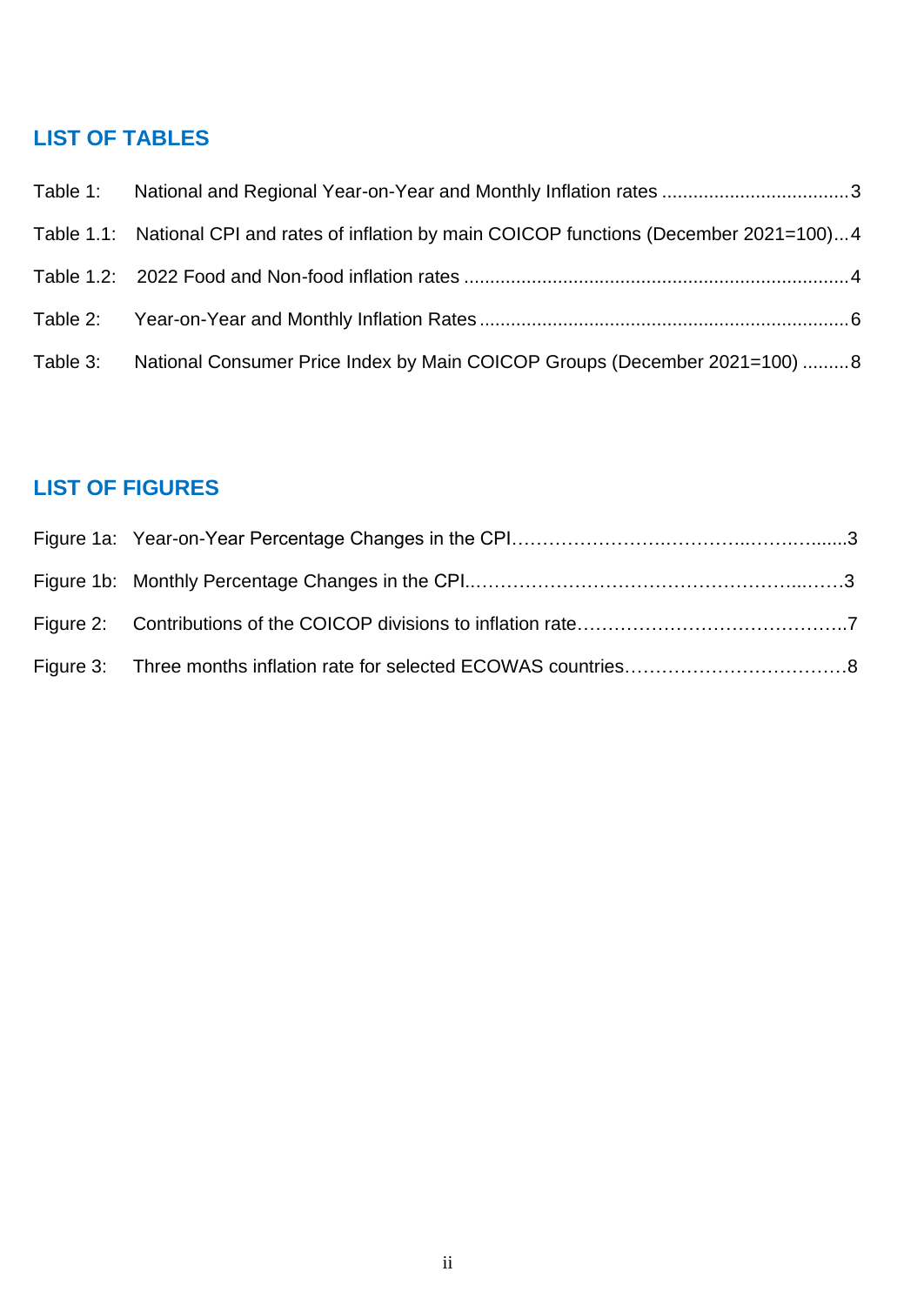## LIST OF TABLES

Table 1: National and Regional Year-on-Year and Monthly Inflation rates ....................................3

Table 1.1: National CPI and rates of inflation by main COICOP functions (December 2021=100)...4

Table 1.2: 2022 Food and Non-food inflation rates ..........................................................................4

Table 2: Year-on-Year and Monthly Inflation Rates .......................................................................6

Table 3: National Consumer Price Index by Main COICOP Groups (December 2021=100) .........8

## LIST OF FIGURES

Figure 1a: Year-on-Year Percentage Changes in the CPI…………………….…………..…….….......3

Figure 1b: Monthly Percentage Changes in the CPI.……………………………………………...……3

Figure 2: Contributions of the COICOP divisions to inflation rate……………………………………..7

Figure 3: Three months inflation rate for selected ECOWAS countries………………………………8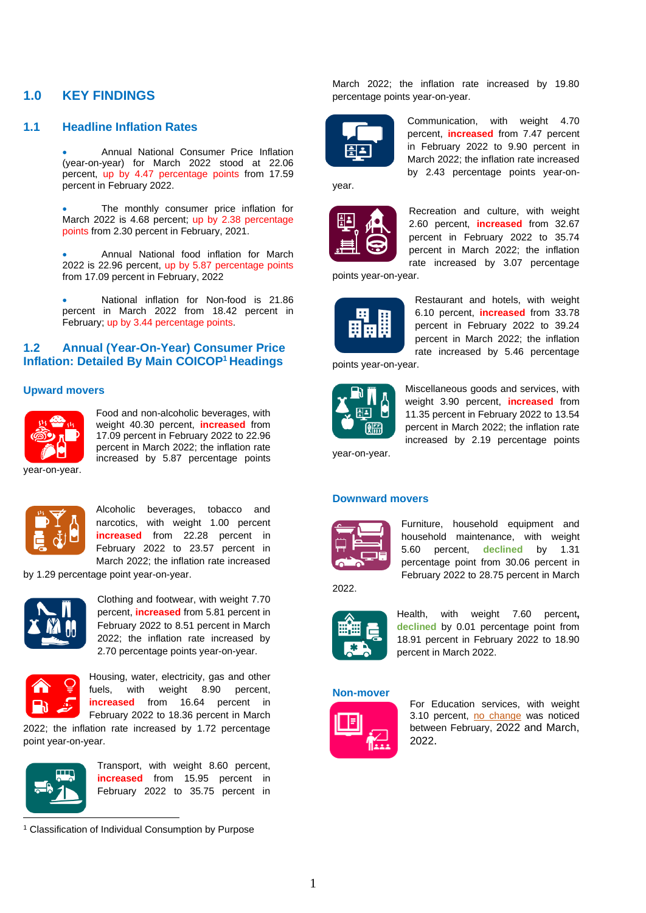# 1.0 KEY FINDINGS

## 1.1 Headline Inflation Rates

- Annual National Consumer Price Inflation (year-on-year) for March 2022 stood at 22.06 percent, up by 4.47 percentage points from 17.59 percent in February 2022.

- The monthly consumer price inflation for March 2022 is 4.68 percent; up by 2.38 percentage points from 2.30 percent in February, 2021.

- Annual National food inflation for March 2022 is 22.96 percent, up by 5.87 percentage points from 17.09 percent in February, 2022

- National inflation for Non-food is 21.86 percent in March 2022 from 18.42 percent in February; up by 3.44 percentage points.

## 1.2 Annual (Year-On-Year) Consumer Price Inflation: Detailed By Main COICOP[1] Headings

### Upward movers

Food and non-alcoholic beverages, with weight 40.30 percent, **increased** from 17.09 percent in February 2022 to 22.96 percent in March 2022; the inflation rate increased by 5.87 percentage points year-on-year.

Alcoholic beverages, tobacco and narcotics, with weight 1.00 percent **increased** from 22.28 percent in February 2022 to 23.57 percent in March 2022; the inflation rate increased by 1.29 percentage point year-on-year.

Clothing and footwear, with weight 7.70 percent, **increased** from 5.81 percent in February 2022 to 8.51 percent in March 2022; the inflation rate increased by 2.70 percentage points year-on-year.

Housing, water, electricity, gas and other fuels, with weight 8.90 percent, **increased** from 16.64 percent in February 2022 to 18.36 percent in March 2022; the inflation rate increased by 1.72 percentage point year-on-year.

Transport, with weight 8.60 percent, **increased** from 15.95 percent in February 2022 to 35.75 percent in March 2022; the inflation rate increased by 19.80 percentage points year-on-year.

Communication, with weight 4.70 percent, **increased** from 7.47 percent in February 2022 to 9.90 percent in March 2022; the inflation rate increased by 2.43 percentage points year-on-year.

Recreation and culture, with weight 2.60 percent, **increased** from 32.67 percent in February 2022 to 35.74 percent in March 2022; the inflation rate increased by 3.07 percentage points year-on-year.

Restaurant and hotels, with weight 6.10 percent, **increased** from 33.78 percent in February 2022 to 39.24 percent in March 2022; the inflation rate increased by 5.46 percentage points year-on-year.

Miscellaneous goods and services, with weight 3.90 percent, **increased** from 11.35 percent in February 2022 to 13.54 percent in March 2022; the inflation rate increased by 2.19 percentage points year-on-year.

### Downward movers

Furniture, household equipment and household maintenance, with weight 5.60 percent, **declined** by 1.31 percentage point from 30.06 percent in February 2022 to 28.75 percent in March 2022.

Health, with weight 7.60 percent, **declined** by 0.01 percentage point from 18.91 percent in February 2022 to 18.90 percent in March 2022.

### Non-mover

For Education services, with weight 3.10 percent, no change was noticed between February, 2022 and March, 2022.

[1] Classification of Individual Consumption by Purpose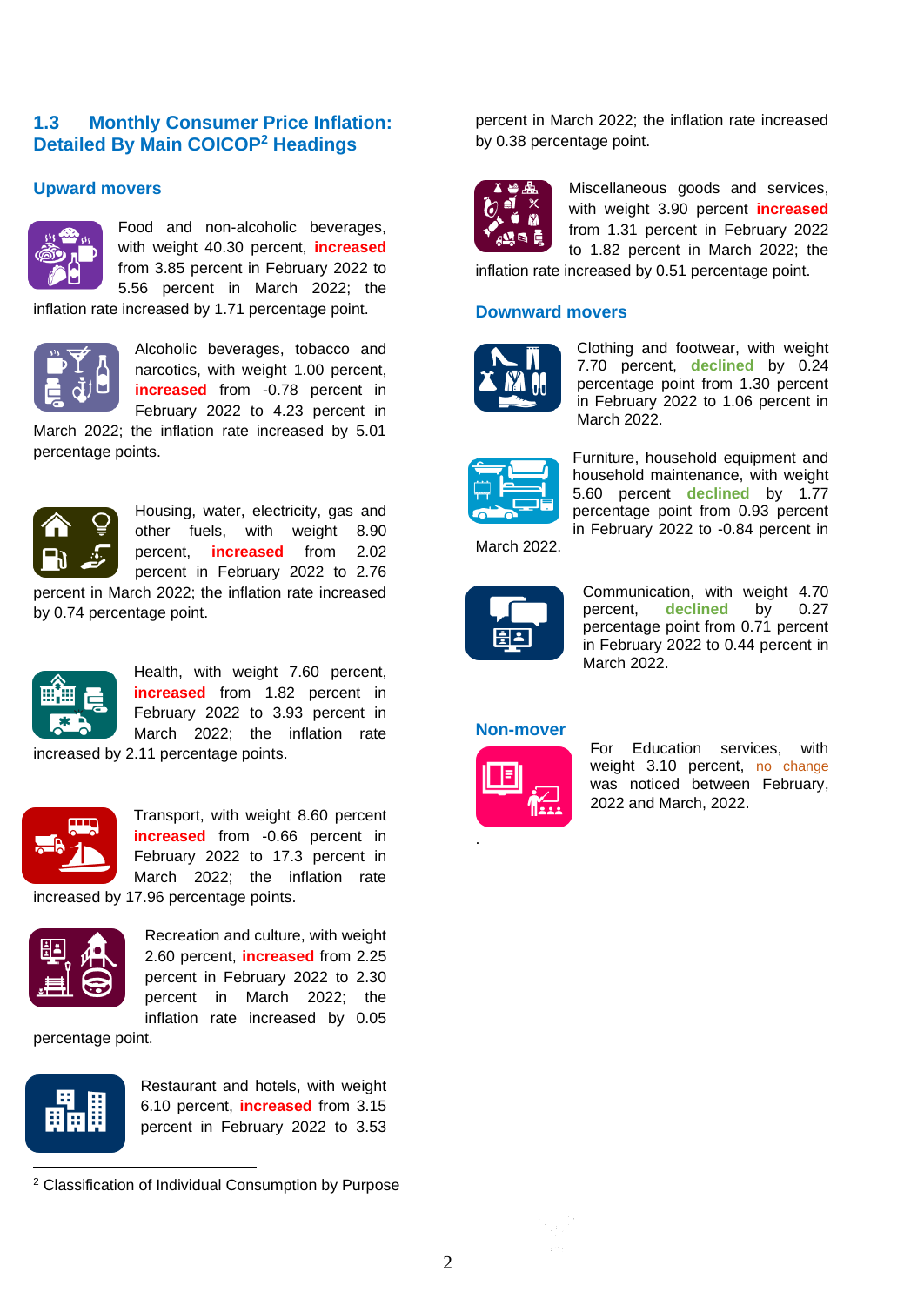## 1.3 Monthly Consumer Price Inflation: Detailed By Main COICOP[2] Headings

### Upward movers

Food and non-alcoholic beverages, with weight 40.30 percent, **increased** from 3.85 percent in February 2022 to 5.56 percent in March 2022; the inflation rate increased by 1.71 percentage point.

Alcoholic beverages, tobacco and narcotics, with weight 1.00 percent, **increased** from -0.78 percent in February 2022 to 4.23 percent in March 2022; the inflation rate increased by 5.01 percentage points.

Housing, water, electricity, gas and other fuels, with weight 8.90 percent, **increased** from 2.02 percent in February 2022 to 2.76 percent in March 2022; the inflation rate increased by 0.74 percentage point.

Health, with weight 7.60 percent, **increased** from 1.82 percent in February 2022 to 3.93 percent in March 2022; the inflation rate increased by 2.11 percentage points.

Transport, with weight 8.60 percent **increased** from -0.66 percent in February 2022 to 17.3 percent in March 2022; the inflation rate increased by 17.96 percentage points.

Recreation and culture, with weight 2.60 percent, **increased** from 2.25 percent in February 2022 to 2.30 percent in March 2022; the inflation rate increased by 0.05 percentage point.

Restaurant and hotels, with weight 6.10 percent, **increased** from 3.15 percent in February 2022 to 3.53 percent in March 2022; the inflation rate increased by 0.38 percentage point.

Miscellaneous goods and services, with weight 3.90 percent **increased** from 1.31 percent in February 2022 to 1.82 percent in March 2022; the inflation rate increased by 0.51 percentage point.

### Downward movers

Clothing and footwear, with weight 7.70 percent, **declined** by 0.24 percentage point from 1.30 percent in February 2022 to 1.06 percent in March 2022.

Furniture, household equipment and household maintenance, with weight 5.60 percent **declined** by 1.77 percentage point from 0.93 percent in February 2022 to -0.84 percent in March 2022.

Communication, with weight 4.70 percent, **declined** by 0.27 percentage point from 0.71 percent in February 2022 to 0.44 percent in March 2022.

### Non-mover

For Education services, with weight 3.10 percent, no change was noticed between February, 2022 and March, 2022.

.

---

[2] Classification of Individual Consumption by Purpose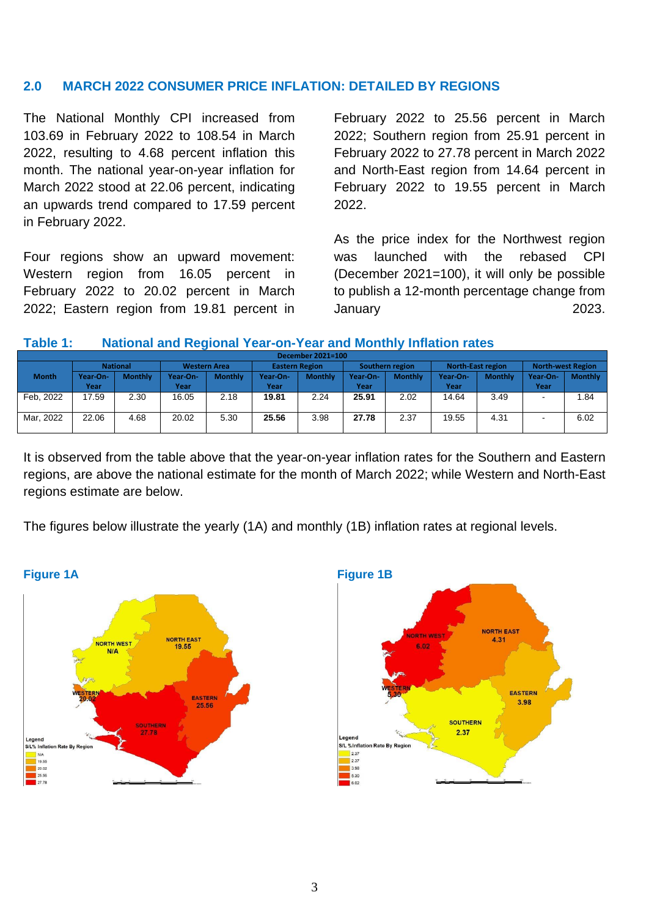## 2.0 MARCH 2022 CONSUMER PRICE INFLATION: DETAILED BY REGIONS

The National Monthly CPI increased from 103.69 in February 2022 to 108.54 in March 2022, resulting to 4.68 percent inflation this month. The national year-on-year inflation for March 2022 stood at 22.06 percent, indicating an upwards trend compared to 17.59 percent in February 2022.

Four regions show an upward movement: Western region from 16.05 percent in February 2022 to 20.02 percent in March 2022; Eastern region from 19.81 percent in February 2022 to 25.56 percent in March 2022; Southern region from 25.91 percent in February 2022 to 27.78 percent in March 2022 and North-East region from 14.64 percent in February 2022 to 19.55 percent in March 2022.

As the price index for the Northwest region was launched with the rebased CPI (December 2021=100), it will only be possible to publish a 12-month percentage change from January 2023.

**Table 1: National and Regional Year-on-Year and Monthly Inflation rates**

| December 2021=100 | | | | | | | | | | | | |
|---|---|---|---|---|---|---|---|---|---|---|---|---|
| Month | National | | Western Area | | Eastern Region | | Southern region | | North-East region | | North-west Region | |
| | Year-On-Year | Monthly | Year-On-Year | Monthly | Year-On-Year | Monthly | Year-On-Year | Monthly | Year-On-Year | Monthly | Year-On-Year | Monthly |
| Feb, 2022 | 17.59 | 2.30 | 16.05 | 2.18 | **19.81** | 2.24 | **25.91** | 2.02 | 14.64 | 3.49 | - | 1.84 |
| Mar, 2022 | 22.06 | 4.68 | 20.02 | 5.30 | **25.56** | 3.98 | **27.78** | 2.37 | 19.55 | 4.31 | - | 6.02 |

It is observed from the table above that the year-on-year inflation rates for the Southern and Eastern regions, are above the national estimate for the month of March 2022; while Western and North-East regions estimate are below.

The figures below illustrate the yearly (1A) and monthly (1B) inflation rates at regional levels.

**Figure 1A**

NORTH WEST N/A; NORTH EAST 19.55; WESTERN 20.02; EASTERN 25.56; SOUTHERN 27.78

Legend — S/L% Inflation Rate By Region: N/A, 19.55, 20.02, 25.56, 27.78

**Figure 1B**

NORTH WEST 6.02; NORTH EAST 4.31; WESTERN 5.30; EASTERN 3.98; SOUTHERN 2.37

Legend — S/L %Inflation Rate By Region: 2.37, 2.37, 3.98, 5.30, 6.02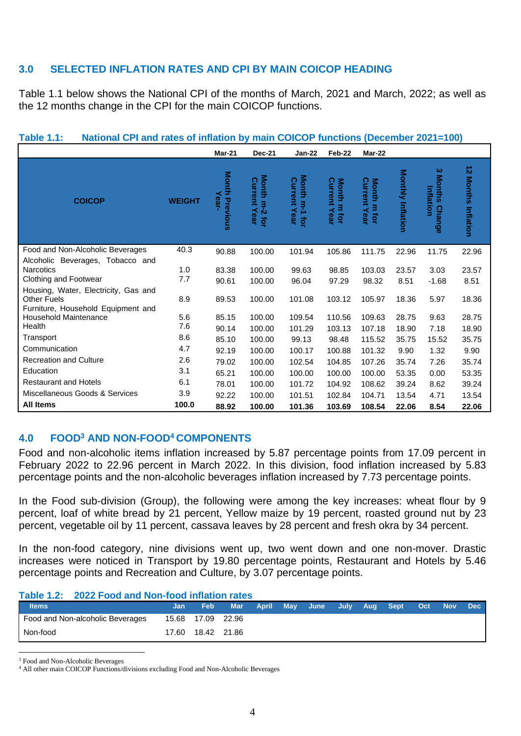## 3.0 SELECTED INFLATION RATES AND CPI BY MAIN COICOP HEADING

Table 1.1 below shows the National CPI of the months of March, 2021 and March, 2022; as well as the 12 months change in the CPI for the main COICOP functions.

**Table 1.1: National CPI and rates of inflation by main COICOP functions (December 2021=100)**

| | | Mar-21 | Dec-21 | Jan-22 | Feb-22 | Mar-22 | | | |
|---|---|---|---|---|---|---|---|---|---|
| COICOP | WEIGHT | Month Previous Year- | Month m-2 for Current Year | Month m-1 for Current Year | Month m for Current Year | Month m for Current Year | Monthly Inflation | 3 Months Change Inflation | 12 Months Inflation |
| Food and Non-Alcoholic Beverages | 40.3 | 90.88 | 100.00 | 101.94 | 105.86 | 111.75 | 22.96 | 11.75 | 22.96 |
| Alcoholic Beverages, Tobacco and Narcotics | 1.0 | 83.38 | 100.00 | 99.63 | 98.85 | 103.03 | 23.57 | 3.03 | 23.57 |
| Clothing and Footwear | 7.7 | 90.61 | 100.00 | 96.04 | 97.29 | 98.32 | 8.51 | -1.68 | 8.51 |
| Housing, Water, Electricity, Gas and Other Fuels | 8.9 | 89.53 | 100.00 | 101.08 | 103.12 | 105.97 | 18.36 | 5.97 | 18.36 |
| Furniture, Household Equipment and Household Maintenance | 5.6 | 85.15 | 100.00 | 109.54 | 110.56 | 109.63 | 28.75 | 9.63 | 28.75 |
| Health | 7.6 | 90.14 | 100.00 | 101.29 | 103.13 | 107.18 | 18.90 | 7.18 | 18.90 |
| Transport | 8.6 | 85.10 | 100.00 | 99.13 | 98.48 | 115.52 | 35.75 | 15.52 | 35.75 |
| Communication | 4.7 | 92.19 | 100.00 | 100.17 | 100.88 | 101.32 | 9.90 | 1.32 | 9.90 |
| Recreation and Culture | 2.6 | 79.02 | 100.00 | 102.54 | 104.85 | 107.26 | 35.74 | 7.26 | 35.74 |
| Education | 3.1 | 65.21 | 100.00 | 100.00 | 100.00 | 100.00 | 53.35 | 0.00 | 53.35 |
| Restaurant and Hotels | 6.1 | 78.01 | 100.00 | 101.72 | 104.92 | 108.62 | 39.24 | 8.62 | 39.24 |
| Miscellaneous Goods & Services | 3.9 | 92.22 | 100.00 | 101.51 | 102.84 | 104.71 | 13.54 | 4.71 | 13.54 |
| **All Items** | **100.0** | **88.92** | **100.00** | **101.36** | **103.69** | **108.54** | **22.06** | **8.54** | **22.06** |

## 4.0 FOOD[3] AND NON-FOOD[4] COMPONENTS

Food and non-alcoholic items inflation increased by 5.87 percentage points from 17.09 percent in February 2022 to 22.96 percent in March 2022. In this division, food inflation increased by 5.83 percentage points and the non-alcoholic beverages inflation increased by 7.73 percentage points.

In the Food sub-division (Group), the following were among the key increases: wheat flour by 9 percent, loaf of white bread by 21 percent, Yellow maize by 19 percent, roasted ground nut by 23 percent, vegetable oil by 11 percent, cassava leaves by 28 percent and fresh okra by 34 percent.

In the non-food category, nine divisions went up, two went down and one non-mover. Drastic increases were noticed in Transport by 19.80 percentage points, Restaurant and Hotels by 5.46 percentage points and Recreation and Culture, by 3.07 percentage points.

**Table 1.2: 2022 Food and Non-food inflation rates**

| Items | Jan | Feb | Mar | April | May | June | July | Aug | Sept | Oct | Nov | Dec |
|---|---|---|---|---|---|---|---|---|---|---|---|---|
| Food and Non-alcoholic Beverages | 15.68 | 17.09 | 22.96 | | | | | | | | | |
| Non-food | 17.60 | 18.42 | 21.86 | | | | | | | | | |

[3] Food and Non-Alcoholic Beverages

[4] All other main COICOP Functions/divisions excluding Food and Non-Alcoholic Beverages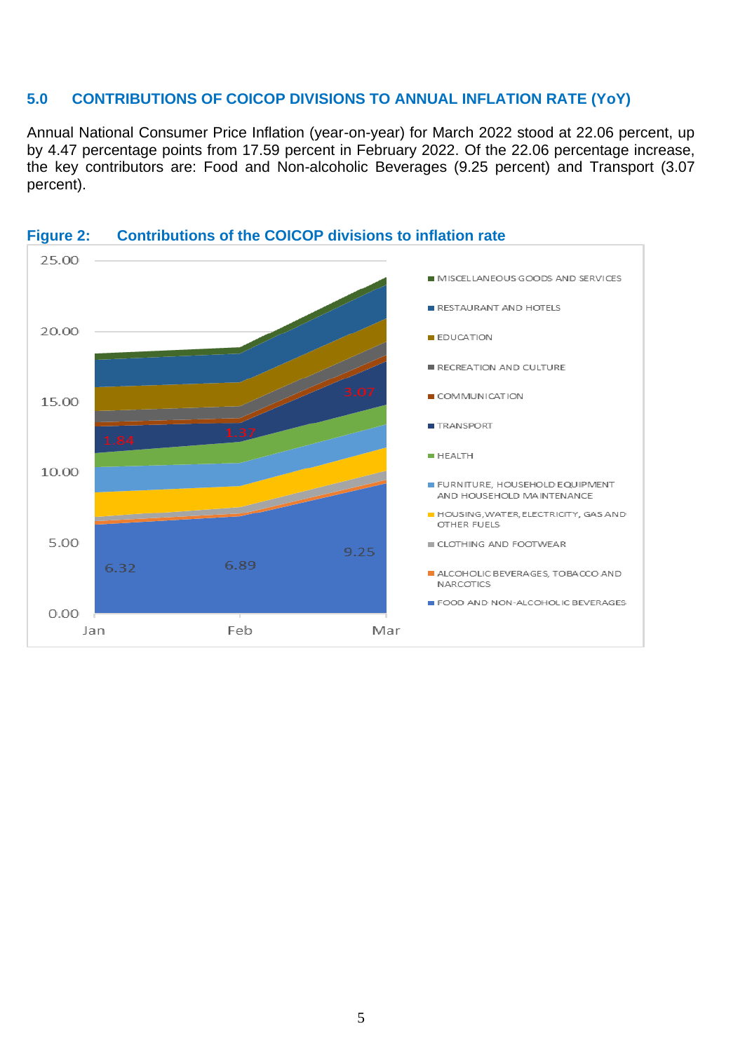## 5.0 CONTRIBUTIONS OF COICOP DIVISIONS TO ANNUAL INFLATION RATE (YoY)

Annual National Consumer Price Inflation (year-on-year) for March 2022 stood at 22.06 percent, up by 4.47 percentage points from 17.59 percent in February 2022. Of the 22.06 percentage increase, the key contributors are: Food and Non-alcoholic Beverages (9.25 percent) and Transport (3.07 percent).

**Figure 2: Contributions of the COICOP divisions to inflation rate**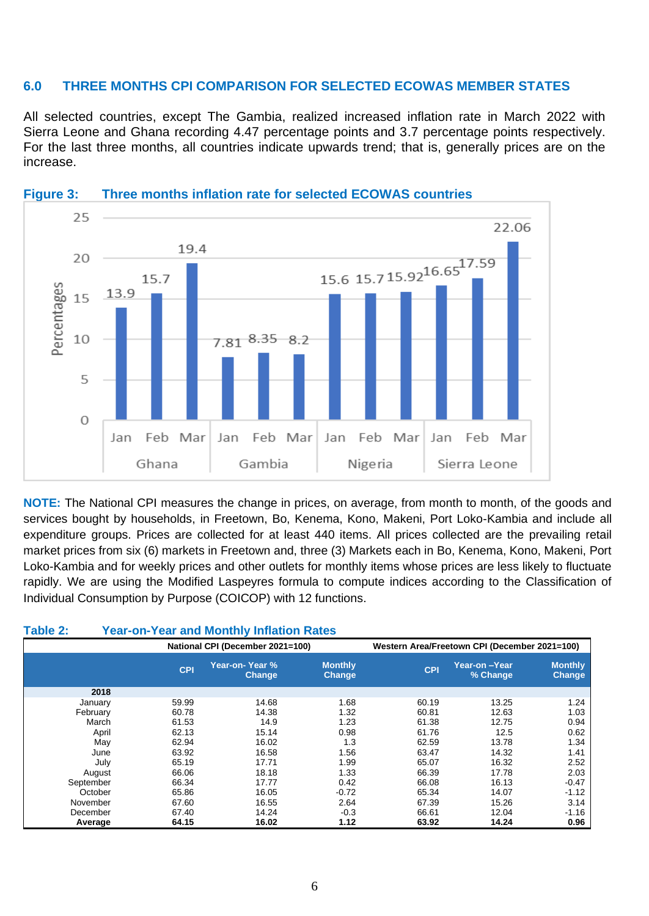## 6.0 THREE MONTHS CPI COMPARISON FOR SELECTED ECOWAS MEMBER STATES

All selected countries, except The Gambia, realized increased inflation rate in March 2022 with Sierra Leone and Ghana recording 4.47 percentage points and 3.7 percentage points respectively. For the last three months, all countries indicate upwards trend; that is, generally prices are on the increase.

**Figure 3: Three months inflation rate for selected ECOWAS countries**

| Country | Jan | Feb | Mar |
|---|---|---|---|
| Ghana | 13.9 | 15.7 | 19.4 |
| Gambia | 7.81 | 8.35 | 8.2 |
| Nigeria | 15.6 | 15.7 | 15.92 |
| Sierra Leone | 16.65 | 17.59 | 22.06 |

**NOTE:** The National CPI measures the change in prices, on average, from month to month, of the goods and services bought by households, in Freetown, Bo, Kenema, Kono, Makeni, Port Loko-Kambia and include all expenditure groups. Prices are collected for at least 440 items. All prices collected are the prevailing retail market prices from six (6) markets in Freetown and, three (3) Markets each in Bo, Kenema, Kono, Makeni, Port Loko-Kambia and for weekly prices and other outlets for monthly items whose prices are less likely to fluctuate rapidly. We are using the Modified Laspeyres formula to compute indices according to the Classification of Individual Consumption by Purpose (COICOP) with 12 functions.

**Table 2: Year-on-Year and Monthly Inflation Rates**

| | National CPI (December 2021=100) | | | Western Area/Freetown CPI (December 2021=100) | | |
|---|---|---|---|---|---|---|
| | CPI | Year-on- Year % Change | Monthly Change | CPI | Year-on –Year % Change | Monthly Change |
| **2018** | | | | | | |
| January | 59.99 | 14.68 | 1.68 | 60.19 | 13.25 | 1.24 |
| February | 60.78 | 14.38 | 1.32 | 60.81 | 12.63 | 1.03 |
| March | 61.53 | 14.9 | 1.23 | 61.38 | 12.75 | 0.94 |
| April | 62.13 | 15.14 | 0.98 | 61.76 | 12.5 | 0.62 |
| May | 62.94 | 16.02 | 1.3 | 62.59 | 13.78 | 1.34 |
| June | 63.92 | 16.58 | 1.56 | 63.47 | 14.32 | 1.41 |
| July | 65.19 | 17.71 | 1.99 | 65.07 | 16.32 | 2.52 |
| August | 66.06 | 18.18 | 1.33 | 66.39 | 17.78 | 2.03 |
| September | 66.34 | 17.77 | 0.42 | 66.08 | 16.13 | -0.47 |
| October | 65.86 | 16.05 | -0.72 | 65.34 | 14.07 | -1.12 |
| November | 67.60 | 16.55 | 2.64 | 67.39 | 15.26 | 3.14 |
| December | 67.40 | 14.24 | -0.3 | 66.61 | 12.04 | -1.16 |
| **Average** | **64.15** | **16.02** | **1.12** | **63.92** | **14.24** | **0.96** |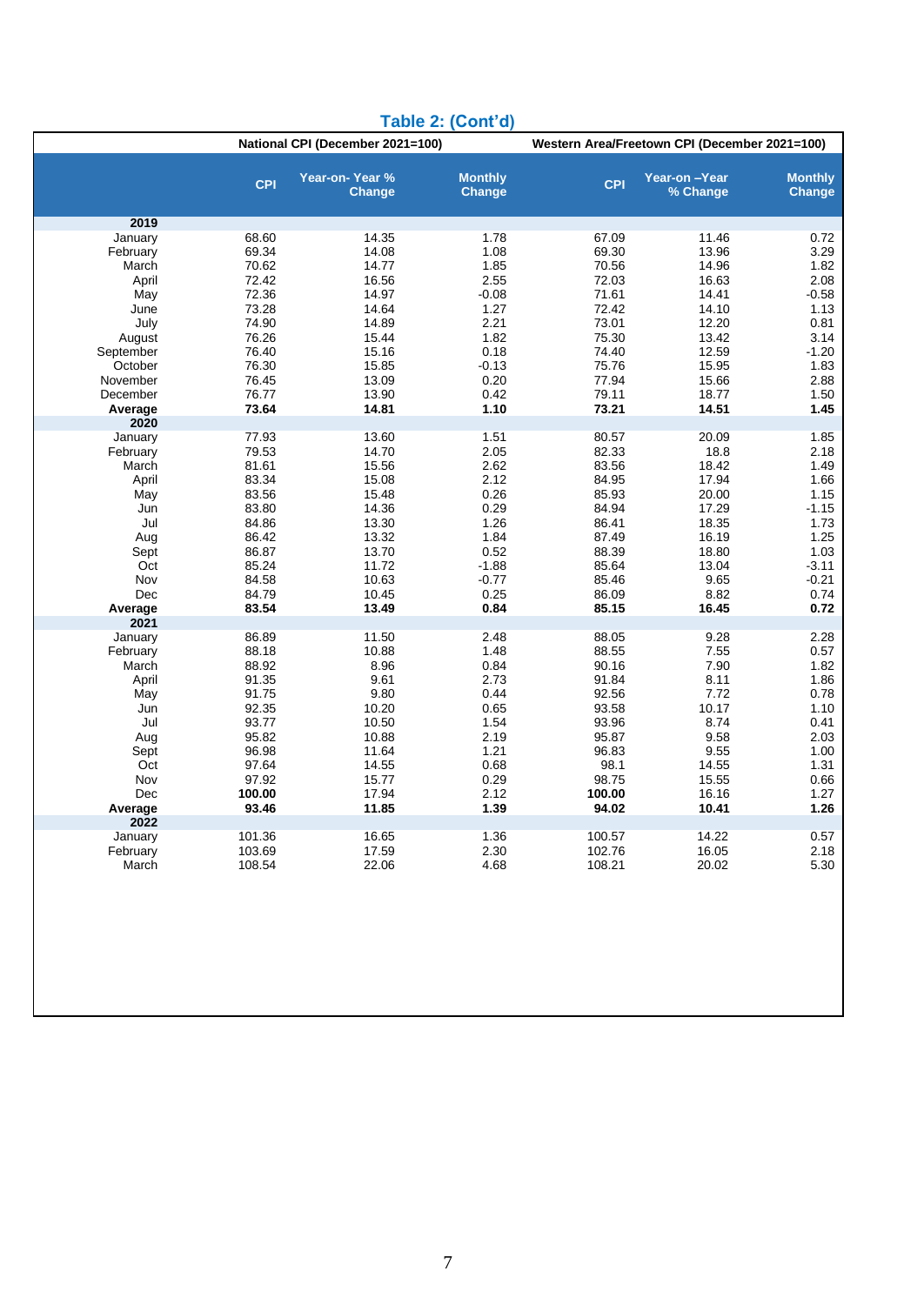## Table 2: (Cont'd)

| | National CPI (December 2021=100) | | | Western Area/Freetown CPI (December 2021=100) | | |
|---|---|---|---|---|---|---|
| | CPI | Year-on- Year % Change | Monthly Change | CPI | Year-on –Year % Change | Monthly Change |
| **2019** | | | | | | |
| January | 68.60 | 14.35 | 1.78 | 67.09 | 11.46 | 0.72 |
| February | 69.34 | 14.08 | 1.08 | 69.30 | 13.96 | 3.29 |
| March | 70.62 | 14.77 | 1.85 | 70.56 | 14.96 | 1.82 |
| April | 72.42 | 16.56 | 2.55 | 72.03 | 16.63 | 2.08 |
| May | 72.36 | 14.97 | -0.08 | 71.61 | 14.41 | -0.58 |
| June | 73.28 | 14.64 | 1.27 | 72.42 | 14.10 | 1.13 |
| July | 74.90 | 14.89 | 2.21 | 73.01 | 12.20 | 0.81 |
| August | 76.26 | 15.44 | 1.82 | 75.30 | 13.42 | 3.14 |
| September | 76.40 | 15.16 | 0.18 | 74.40 | 12.59 | -1.20 |
| October | 76.30 | 15.85 | -0.13 | 75.76 | 15.95 | 1.83 |
| November | 76.45 | 13.09 | 0.20 | 77.94 | 15.66 | 2.88 |
| December | 76.77 | 13.90 | 0.42 | 79.11 | 18.77 | 1.50 |
| **Average** | **73.64** | **14.81** | **1.10** | **73.21** | **14.51** | **1.45** |
| **2020** | | | | | | |
| January | 77.93 | 13.60 | 1.51 | 80.57 | 20.09 | 1.85 |
| February | 79.53 | 14.70 | 2.05 | 82.33 | 18.8 | 2.18 |
| March | 81.61 | 15.56 | 2.62 | 83.56 | 18.42 | 1.49 |
| April | 83.34 | 15.08 | 2.12 | 84.95 | 17.94 | 1.66 |
| May | 83.56 | 15.48 | 0.26 | 85.93 | 20.00 | 1.15 |
| Jun | 83.80 | 14.36 | 0.29 | 84.94 | 17.29 | -1.15 |
| Jul | 84.86 | 13.30 | 1.26 | 86.41 | 18.35 | 1.73 |
| Aug | 86.42 | 13.32 | 1.84 | 87.49 | 16.19 | 1.25 |
| Sept | 86.87 | 13.70 | 0.52 | 88.39 | 18.80 | 1.03 |
| Oct | 85.24 | 11.72 | -1.88 | 85.64 | 13.04 | -3.11 |
| Nov | 84.58 | 10.63 | -0.77 | 85.46 | 9.65 | -0.21 |
| Dec | 84.79 | 10.45 | 0.25 | 86.09 | 8.82 | 0.74 |
| **Average** | **83.54** | **13.49** | **0.84** | **85.15** | **16.45** | **0.72** |
| **2021** | | | | | | |
| January | 86.89 | 11.50 | 2.48 | 88.05 | 9.28 | 2.28 |
| February | 88.18 | 10.88 | 1.48 | 88.55 | 7.55 | 0.57 |
| March | 88.92 | 8.96 | 0.84 | 90.16 | 7.90 | 1.82 |
| April | 91.35 | 9.61 | 2.73 | 91.84 | 8.11 | 1.86 |
| May | 91.75 | 9.80 | 0.44 | 92.56 | 7.72 | 0.78 |
| Jun | 92.35 | 10.20 | 0.65 | 93.58 | 10.17 | 1.10 |
| Jul | 93.77 | 10.50 | 1.54 | 93.96 | 8.74 | 0.41 |
| Aug | 95.82 | 10.88 | 2.19 | 95.87 | 9.58 | 2.03 |
| Sept | 96.98 | 11.64 | 1.21 | 96.83 | 9.55 | 1.00 |
| Oct | 97.64 | 14.55 | 0.68 | 98.1 | 14.55 | 1.31 |
| Nov | 97.92 | 15.77 | 0.29 | 98.75 | 15.55 | 0.66 |
| Dec | **100.00** | 17.94 | 2.12 | **100.00** | 16.16 | 1.27 |
| **Average** | **93.46** | **11.85** | **1.39** | **94.02** | **10.41** | **1.26** |
| **2022** | | | | | | |
| January | 101.36 | 16.65 | 1.36 | 100.57 | 14.22 | 0.57 |
| February | 103.69 | 17.59 | 2.30 | 102.76 | 16.05 | 2.18 |
| March | 108.54 | 22.06 | 4.68 | 108.21 | 20.02 | 5.30 |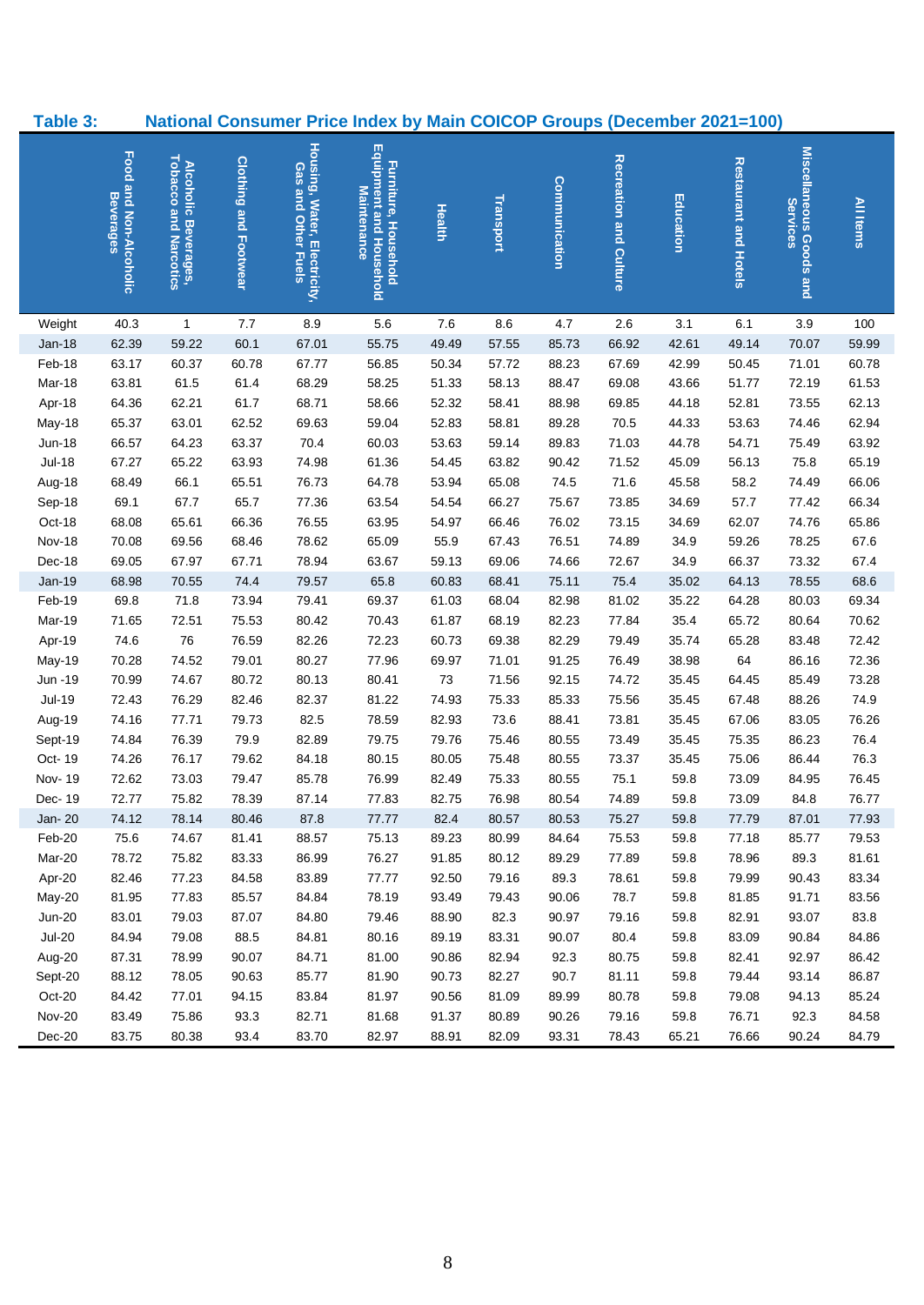**Table 3: National Consumer Price Index by Main COICOP Groups (December 2021=100)**

| | Food and Non-Alcoholic Beverages | Alcoholic Beverages, Tobacco and Narcotics | Clothing and Footwear | Housing, Water, Electricity, Gas and Other Fuels | Furniture, Household Equipment and Household Maintenance | Health | Transport | Communication | Recreation and Culture | Education | Restaurant and Hotels | Miscellaneous Goods and Services | All Items |
|---|---|---|---|---|---|---|---|---|---|---|---|---|---|
| Weight | 40.3 | 1 | 7.7 | 8.9 | 5.6 | 7.6 | 8.6 | 4.7 | 2.6 | 3.1 | 6.1 | 3.9 | 100 |
| Jan-18 | 62.39 | 59.22 | 60.1 | 67.01 | 55.75 | 49.49 | 57.55 | 85.73 | 66.92 | 42.61 | 49.14 | 70.07 | 59.99 |
| Feb-18 | 63.17 | 60.37 | 60.78 | 67.77 | 56.85 | 50.34 | 57.72 | 88.23 | 67.69 | 42.99 | 50.45 | 71.01 | 60.78 |
| Mar-18 | 63.81 | 61.5 | 61.4 | 68.29 | 58.25 | 51.33 | 58.13 | 88.47 | 69.08 | 43.66 | 51.77 | 72.19 | 61.53 |
| Apr-18 | 64.36 | 62.21 | 61.7 | 68.71 | 58.66 | 52.32 | 58.41 | 88.98 | 69.85 | 44.18 | 52.81 | 73.55 | 62.13 |
| May-18 | 65.37 | 63.01 | 62.52 | 69.63 | 59.04 | 52.83 | 58.81 | 89.28 | 70.5 | 44.33 | 53.63 | 74.46 | 62.94 |
| Jun-18 | 66.57 | 64.23 | 63.37 | 70.4 | 60.03 | 53.63 | 59.14 | 89.83 | 71.03 | 44.78 | 54.71 | 75.49 | 63.92 |
| Jul-18 | 67.27 | 65.22 | 63.93 | 74.98 | 61.36 | 54.45 | 63.82 | 90.42 | 71.52 | 45.09 | 56.13 | 75.8 | 65.19 |
| Aug-18 | 68.49 | 66.1 | 65.51 | 76.73 | 64.78 | 53.94 | 65.08 | 74.5 | 71.6 | 45.58 | 58.2 | 74.49 | 66.06 |
| Sep-18 | 69.1 | 67.7 | 65.7 | 77.36 | 63.54 | 54.54 | 66.27 | 75.67 | 73.85 | 34.69 | 57.7 | 77.42 | 66.34 |
| Oct-18 | 68.08 | 65.61 | 66.36 | 76.55 | 63.95 | 54.97 | 66.46 | 76.02 | 73.15 | 34.69 | 62.07 | 74.76 | 65.86 |
| Nov-18 | 70.08 | 69.56 | 68.46 | 78.62 | 65.09 | 55.9 | 67.43 | 76.51 | 74.89 | 34.9 | 59.26 | 78.25 | 67.6 |
| Dec-18 | 69.05 | 67.97 | 67.71 | 78.94 | 63.67 | 59.13 | 69.06 | 74.66 | 72.67 | 34.9 | 66.37 | 73.32 | 67.4 |
| Jan-19 | 68.98 | 70.55 | 74.4 | 79.57 | 65.8 | 60.83 | 68.41 | 75.11 | 75.4 | 35.02 | 64.13 | 78.55 | 68.6 |
| Feb-19 | 69.8 | 71.8 | 73.94 | 79.41 | 69.37 | 61.03 | 68.04 | 82.98 | 81.02 | 35.22 | 64.28 | 80.03 | 69.34 |
| Mar-19 | 71.65 | 72.51 | 75.53 | 80.42 | 70.43 | 61.87 | 68.19 | 82.23 | 77.84 | 35.4 | 65.72 | 80.64 | 70.62 |
| Apr-19 | 74.6 | 76 | 76.59 | 82.26 | 72.23 | 60.73 | 69.38 | 82.29 | 79.49 | 35.74 | 65.28 | 83.48 | 72.42 |
| May-19 | 70.28 | 74.52 | 79.01 | 80.27 | 77.96 | 69.97 | 71.01 | 91.25 | 76.49 | 38.98 | 64 | 86.16 | 72.36 |
| Jun -19 | 70.99 | 74.67 | 80.72 | 80.13 | 80.41 | 73 | 71.56 | 92.15 | 74.72 | 35.45 | 64.45 | 85.49 | 73.28 |
| Jul-19 | 72.43 | 76.29 | 82.46 | 82.37 | 81.22 | 74.93 | 75.33 | 85.33 | 75.56 | 35.45 | 67.48 | 88.26 | 74.9 |
| Aug-19 | 74.16 | 77.71 | 79.73 | 82.5 | 78.59 | 82.93 | 73.6 | 88.41 | 73.81 | 35.45 | 67.06 | 83.05 | 76.26 |
| Sept-19 | 74.84 | 76.39 | 79.9 | 82.89 | 79.75 | 79.76 | 75.46 | 80.55 | 73.49 | 35.45 | 75.35 | 86.23 | 76.4 |
| Oct- 19 | 74.26 | 76.17 | 79.62 | 84.18 | 80.15 | 80.05 | 75.48 | 80.55 | 73.37 | 35.45 | 75.06 | 86.44 | 76.3 |
| Nov- 19 | 72.62 | 73.03 | 79.47 | 85.78 | 76.99 | 82.49 | 75.33 | 80.55 | 75.1 | 59.8 | 73.09 | 84.95 | 76.45 |
| Dec- 19 | 72.77 | 75.82 | 78.39 | 87.14 | 77.83 | 82.75 | 76.98 | 80.54 | 74.89 | 59.8 | 73.09 | 84.8 | 76.77 |
| Jan- 20 | 74.12 | 78.14 | 80.46 | 87.8 | 77.77 | 82.4 | 80.57 | 80.53 | 75.27 | 59.8 | 77.79 | 87.01 | 77.93 |
| Feb-20 | 75.6 | 74.67 | 81.41 | 88.57 | 75.13 | 89.23 | 80.99 | 84.64 | 75.53 | 59.8 | 77.18 | 85.77 | 79.53 |
| Mar-20 | 78.72 | 75.82 | 83.33 | 86.99 | 76.27 | 91.85 | 80.12 | 89.29 | 77.89 | 59.8 | 78.96 | 89.3 | 81.61 |
| Apr-20 | 82.46 | 77.23 | 84.58 | 83.89 | 77.77 | 92.50 | 79.16 | 89.3 | 78.61 | 59.8 | 79.99 | 90.43 | 83.34 |
| May-20 | 81.95 | 77.83 | 85.57 | 84.84 | 78.19 | 93.49 | 79.43 | 90.06 | 78.7 | 59.8 | 81.85 | 91.71 | 83.56 |
| Jun-20 | 83.01 | 79.03 | 87.07 | 84.80 | 79.46 | 88.90 | 82.3 | 90.97 | 79.16 | 59.8 | 82.91 | 93.07 | 83.8 |
| Jul-20 | 84.94 | 79.08 | 88.5 | 84.81 | 80.16 | 89.19 | 83.31 | 90.07 | 80.4 | 59.8 | 83.09 | 90.84 | 84.86 |
| Aug-20 | 87.31 | 78.99 | 90.07 | 84.71 | 81.00 | 90.86 | 82.94 | 92.3 | 80.75 | 59.8 | 82.41 | 92.97 | 86.42 |
| Sept-20 | 88.12 | 78.05 | 90.63 | 85.77 | 81.90 | 90.73 | 82.27 | 90.7 | 81.11 | 59.8 | 79.44 | 93.14 | 86.87 |
| Oct-20 | 84.42 | 77.01 | 94.15 | 83.84 | 81.97 | 90.56 | 81.09 | 89.99 | 80.78 | 59.8 | 79.08 | 94.13 | 85.24 |
| Nov-20 | 83.49 | 75.86 | 93.3 | 82.71 | 81.68 | 91.37 | 80.89 | 90.26 | 79.16 | 59.8 | 76.71 | 92.3 | 84.58 |
| Dec-20 | 83.75 | 80.38 | 93.4 | 83.70 | 82.97 | 88.91 | 82.09 | 93.31 | 78.43 | 65.21 | 76.66 | 90.24 | 84.79 |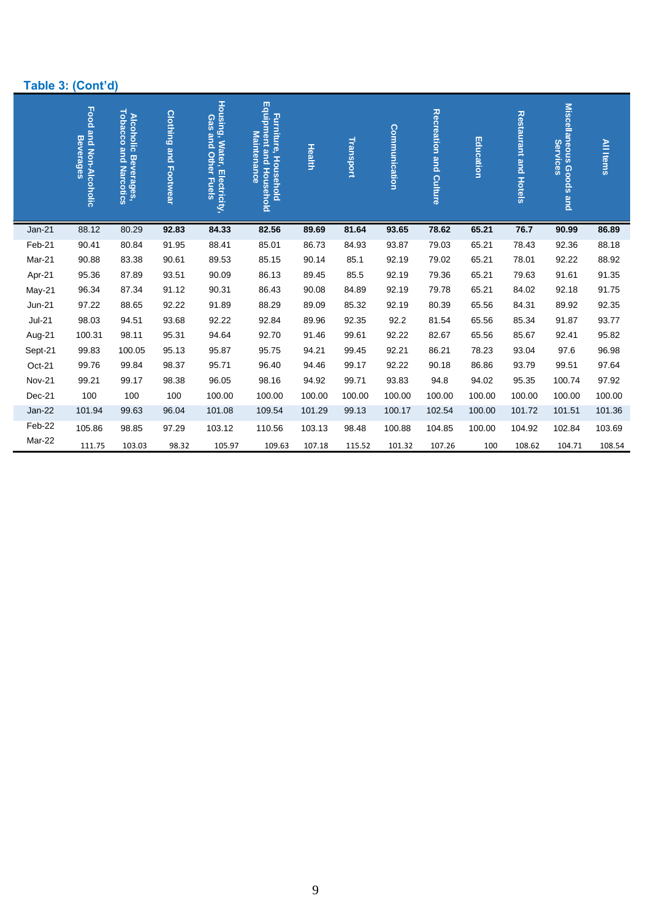## Table 3: (Cont'd)

| | Food and Non-Alcoholic Beverages | Alcoholic Beverages, Tobacco and Narcotics | Clothing and Footwear | Housing, Water, Electricity, Gas and Other Fuels | Furniture, Household Equipment and Household Maintenance | Health | Transport | Communication | Recreation and Culture | Education | Restaurant and Hotels | Miscellaneous Goods and Services | All Items |
|---|---|---|---|---|---|---|---|---|---|---|---|---|---|
| Jan-21 | 88.12 | 80.29 | **92.83** | **84.33** | **82.56** | **89.69** | **81.64** | **93.65** | **78.62** | **65.21** | **76.7** | **90.99** | **86.89** |
| Feb-21 | 90.41 | 80.84 | 91.95 | 88.41 | 85.01 | 86.73 | 84.93 | 93.87 | 79.03 | 65.21 | 78.43 | 92.36 | 88.18 |
| Mar-21 | 90.88 | 83.38 | 90.61 | 89.53 | 85.15 | 90.14 | 85.1 | 92.19 | 79.02 | 65.21 | 78.01 | 92.22 | 88.92 |
| Apr-21 | 95.36 | 87.89 | 93.51 | 90.09 | 86.13 | 89.45 | 85.5 | 92.19 | 79.36 | 65.21 | 79.63 | 91.61 | 91.35 |
| May-21 | 96.34 | 87.34 | 91.12 | 90.31 | 86.43 | 90.08 | 84.89 | 92.19 | 79.78 | 65.21 | 84.02 | 92.18 | 91.75 |
| Jun-21 | 97.22 | 88.65 | 92.22 | 91.89 | 88.29 | 89.09 | 85.32 | 92.19 | 80.39 | 65.56 | 84.31 | 89.92 | 92.35 |
| Jul-21 | 98.03 | 94.51 | 93.68 | 92.22 | 92.84 | 89.96 | 92.35 | 92.2 | 81.54 | 65.56 | 85.34 | 91.87 | 93.77 |
| Aug-21 | 100.31 | 98.11 | 95.31 | 94.64 | 92.70 | 91.46 | 99.61 | 92.22 | 82.67 | 65.56 | 85.67 | 92.41 | 95.82 |
| Sept-21 | 99.83 | 100.05 | 95.13 | 95.87 | 95.75 | 94.21 | 99.45 | 92.21 | 86.21 | 78.23 | 93.04 | 97.6 | 96.98 |
| Oct-21 | 99.76 | 99.84 | 98.37 | 95.71 | 96.40 | 94.46 | 99.17 | 92.22 | 90.18 | 86.86 | 93.79 | 99.51 | 97.64 |
| Nov-21 | 99.21 | 99.17 | 98.38 | 96.05 | 98.16 | 94.92 | 99.71 | 93.83 | 94.8 | 94.02 | 95.35 | 100.74 | 97.92 |
| Dec-21 | 100 | 100 | 100 | 100.00 | 100.00 | 100.00 | 100.00 | 100.00 | 100.00 | 100.00 | 100.00 | 100.00 | 100.00 |
| Jan-22 | 101.94 | 99.63 | 96.04 | 101.08 | 109.54 | 101.29 | 99.13 | 100.17 | 102.54 | 100.00 | 101.72 | 101.51 | 101.36 |
| Feb-22 | 105.86 | 98.85 | 97.29 | 103.12 | 110.56 | 103.13 | 98.48 | 100.88 | 104.85 | 100.00 | 104.92 | 102.84 | 103.69 |
| Mar-22 | 111.75 | 103.03 | 98.32 | 105.97 | 109.63 | 107.18 | 115.52 | 101.32 | 107.26 | 100 | 108.62 | 104.71 | 108.54 |